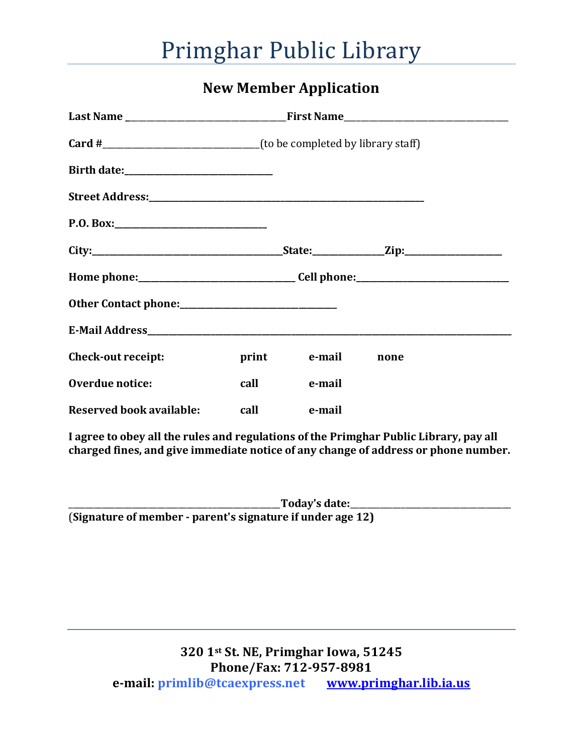# Primghar Public Library

## New Member Application

**Last Name** ___________________________________ **First Name** ___________________________________

**Card #** _________________________________ (to be completed by library staff)

**Birth date:** _______________________________

**Street Address:** _____________________________________________________________

**P.O. Box:** _______________________________

**City:** ________________________________________ **State:** ______________ **Zip:** ____________________

**Home phone:** _________________________________ **Cell phone:** _________________________________

**Other Contact phone:** _________________________________

**E-Mail Address** _________________________________________________________________________________

| | | | |
|---|---|---|---|
| **Check-out receipt:** | **print** | **e-mail** | **none** |
| **Overdue notice:** | **call** | **e-mail** | |
| **Reserved book available:** | **call** | **e-mail** | |

**I agree to obey all the rules and regulations of the Primghar Public Library, pay all charged fines, and give immediate notice of any change of address or phone number.**

______________________________________________ **Today's date:** ___________________________________

**(Signature of member - parent's signature if under age 12)**

---

**320 1st St. NE, Primghar Iowa, 51245**
**Phone/Fax: 712-957-8981**
**e-mail: primlib@tcaexpress.net** **www.primghar.lib.ia.us**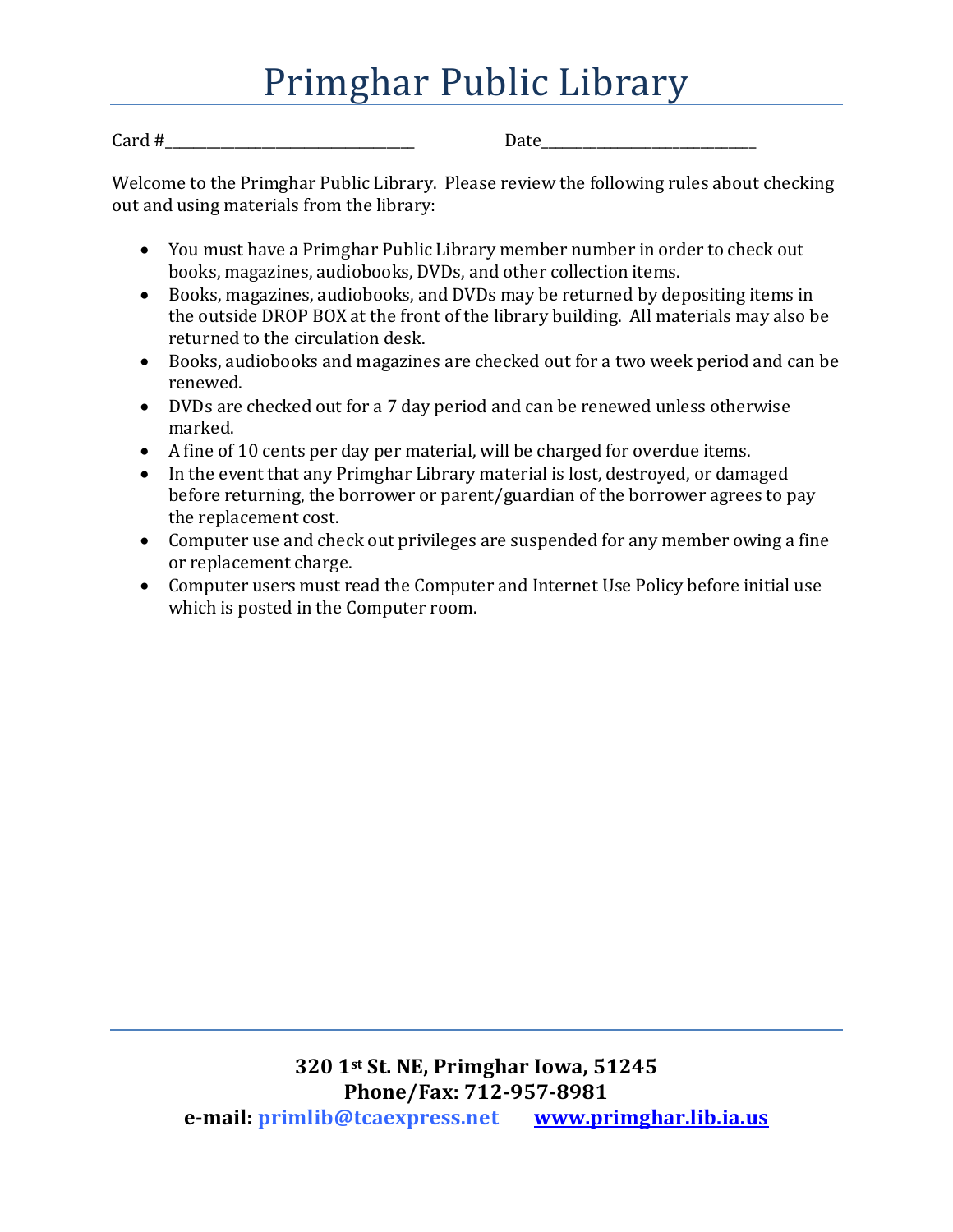# Primghar Public Library

Card #______________________________ Date__________________________

Welcome to the Primghar Public Library. Please review the following rules about checking out and using materials from the library:

- You must have a Primghar Public Library member number in order to check out books, magazines, audiobooks, DVDs, and other collection items.
- Books, magazines, audiobooks, and DVDs may be returned by depositing items in the outside DROP BOX at the front of the library building. All materials may also be returned to the circulation desk.
- Books, audiobooks and magazines are checked out for a two week period and can be renewed.
- DVDs are checked out for a 7 day period and can be renewed unless otherwise marked.
- A fine of 10 cents per day per material, will be charged for overdue items.
- In the event that any Primghar Library material is lost, destroyed, or damaged before returning, the borrower or parent/guardian of the borrower agrees to pay the replacement cost.
- Computer use and check out privileges are suspended for any member owing a fine or replacement charge.
- Computer users must read the Computer and Internet Use Policy before initial use which is posted in the Computer room.

---

**320 1st St. NE, Primghar Iowa, 51245**
**Phone/Fax: 712-957-8981**
**e-mail: primlib@tcaexpress.net www.primghar.lib.ia.us**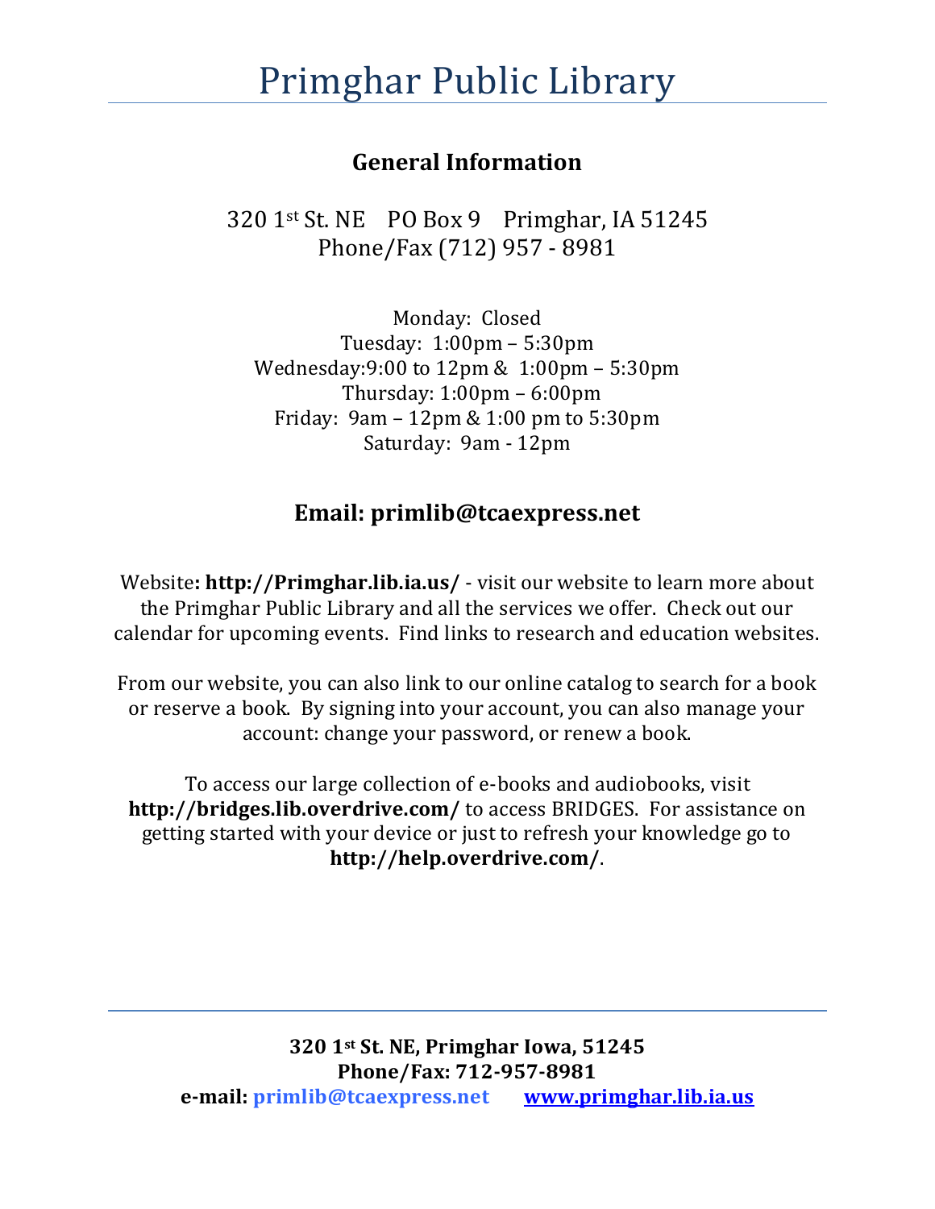# Primghar Public Library

## General Information

320 1st St. NE  PO Box 9  Primghar, IA 51245
Phone/Fax (712) 957 - 8981

Monday: Closed
Tuesday: 1:00pm – 5:30pm
Wednesday:9:00 to 12pm & 1:00pm – 5:30pm
Thursday: 1:00pm – 6:00pm
Friday: 9am – 12pm & 1:00 pm to 5:30pm
Saturday: 9am - 12pm

**Email: primlib@tcaexpress.net**

Website**: http://Primghar.lib.ia.us/** - visit our website to learn more about the Primghar Public Library and all the services we offer. Check out our calendar for upcoming events. Find links to research and education websites.

From our website, you can also link to our online catalog to search for a book or reserve a book. By signing into your account, you can also manage your account: change your password, or renew a book.

To access our large collection of e-books and audiobooks, visit **http://bridges.lib.overdrive.com/** to access BRIDGES. For assistance on getting started with your device or just to refresh your knowledge go to **http://help.overdrive.com/**.

**320 1st St. NE, Primghar Iowa, 51245**
**Phone/Fax: 712-957-8981**
**e-mail: primlib@tcaexpress.net** **www.primghar.lib.ia.us**